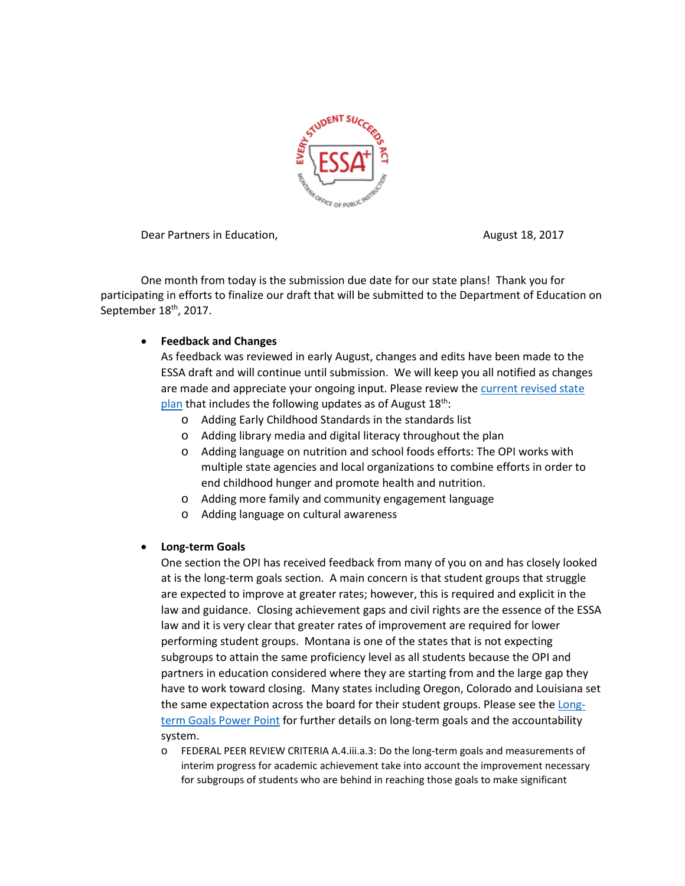Dear Partners in Education, August 18, 2017

One month from today is the submission due date for our state plans! Thank you for participating in efforts to finalize our draft that will be submitted to the Department of Education on September 18th, 2017.

- **Feedback and Changes**
  As feedback was reviewed in early August, changes and edits have been made to the ESSA draft and will continue until submission. We will keep you all notified as changes are made and appreciate your ongoing input. Please review the [current revised state plan]() that includes the following updates as of August 18th:
  - Adding Early Childhood Standards in the standards list
  - Adding library media and digital literacy throughout the plan
  - Adding language on nutrition and school foods efforts: The OPI works with multiple state agencies and local organizations to combine efforts in order to end childhood hunger and promote health and nutrition.
  - Adding more family and community engagement language
  - Adding language on cultural awareness

- **Long-term Goals**
  One section the OPI has received feedback from many of you on and has closely looked at is the long-term goals section. A main concern is that student groups that struggle are expected to improve at greater rates; however, this is required and explicit in the law and guidance. Closing achievement gaps and civil rights are the essence of the ESSA law and it is very clear that greater rates of improvement are required for lower performing student groups. Montana is one of the states that is not expecting subgroups to attain the same proficiency level as all students because the OPI and partners in education considered where they are starting from and the large gap they have to work toward closing. Many states including Oregon, Colorado and Louisiana set the same expectation across the board for their student groups. Please see the [Long-term Goals Power Point]() for further details on long-term goals and the accountability system.
  - FEDERAL PEER REVIEW CRITERIA A.4.iii.a.3: Do the long-term goals and measurements of interim progress for academic achievement take into account the improvement necessary for subgroups of students who are behind in reaching those goals to make significant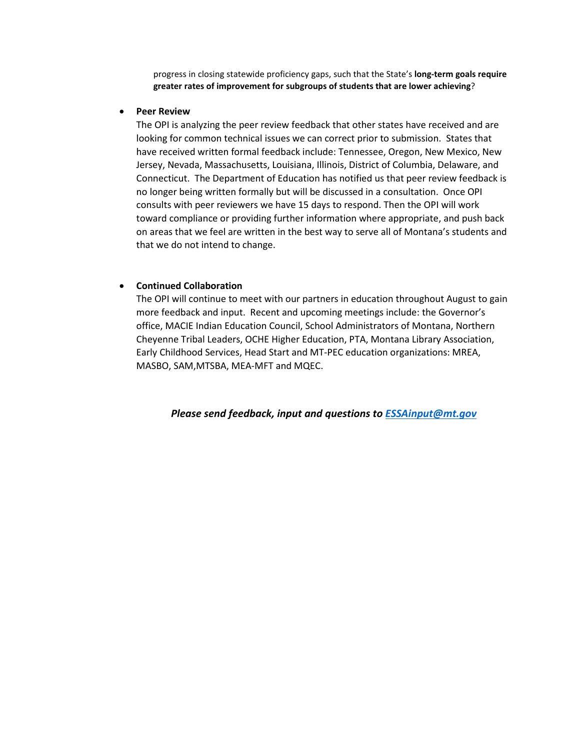progress in closing statewide proficiency gaps, such that the State's **long-term goals require greater rates of improvement for subgroups of students that are lower achieving**?

- **Peer Review**
  The OPI is analyzing the peer review feedback that other states have received and are looking for common technical issues we can correct prior to submission. States that have received written formal feedback include: Tennessee, Oregon, New Mexico, New Jersey, Nevada, Massachusetts, Louisiana, Illinois, District of Columbia, Delaware, and Connecticut. The Department of Education has notified us that peer review feedback is no longer being written formally but will be discussed in a consultation. Once OPI consults with peer reviewers we have 15 days to respond. Then the OPI will work toward compliance or providing further information where appropriate, and push back on areas that we feel are written in the best way to serve all of Montana's students and that we do not intend to change.

- **Continued Collaboration**
  The OPI will continue to meet with our partners in education throughout August to gain more feedback and input. Recent and upcoming meetings include: the Governor's office, MACIE Indian Education Council, School Administrators of Montana, Northern Cheyenne Tribal Leaders, OCHE Higher Education, PTA, Montana Library Association, Early Childhood Services, Head Start and MT-PEC education organizations: MREA, MASBO, SAM,MTSBA, MEA-MFT and MQEC.

***Please send feedback, input and questions to [ESSAinput@mt.gov](mailto:ESSAinput@mt.gov)***